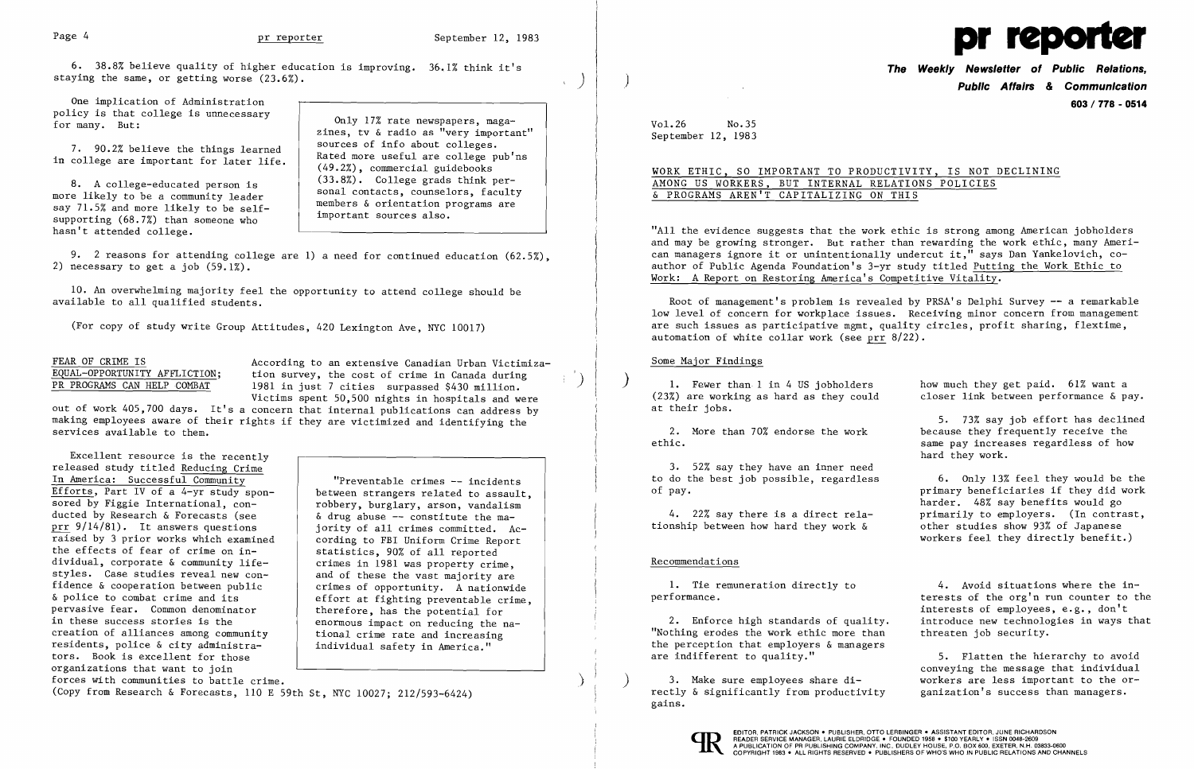6. 38.8% believe quality of higher education is improving. 36.1% think it's staying the same, or getting worse (23.6%).

One implication of Administration policy is that college is unnecessary for many. But:

7. 90.2% believe the things learned in college are important for later life.

8. A college-educated person is more likely to be a community leader say 71.5% and more likely to be self-supporting (68.7%) than someone who hasn't attended college.

> Only 17% rate newspapers, magazines, tv & radio as "very important" sources of info about colleges. Rated more useful are college pub'ns (49.2%), commercial guidebooks (33.8%). College grads think personal contacts, counselors, faculty members & orientation programs are important sources also.

9. 2 reasons for attending college are 1) a need for continued education (62.5%), 2) necessary to get a job (59.1%).

10. An overwhelming majority feel the opportunity to attend college should be available to all qualified students.

(For copy of study write Group Attitudes, 420 Lexington Ave, NYC 10017)

## FEAR OF CRIME IS EQUAL-OPPORTUNITY AFFLICTION; PR PROGRAMS CAN HELP COMBAT

According to an extensive Canadian Urban Victimization survey, the cost of crime in Canada during 1981 in just 7 cities surpassed $430 million. Victims spent 50,500 nights in hospitals and were out of work 405,700 days. It's a concern that internal publications can address by making employees aware of their rights if they are victimized and identifying the services available to them.

Excellent resource is the recently released study titled Reducing Crime In America: Successful Community Efforts, Part IV of a 4-yr study sponsored by Figgie International, conducted by Research & Forecasts (see prr 9/14/81). It answers questions raised by 3 prior works which examined the effects of fear of crime on individual, corporate & community lifestyles. Case studies reveal new confidence & cooperation between public & police to combat crime and its pervasive fear. Common denominator in these success stories is the creation of alliances among community residents, police & city administrators. Book is excellent for those organizations that want to join forces with communities to battle crime.

> "Preventable crimes -- incidents between strangers related to assault, robbery, burglary, arson, vandalism & drug abuse -- constitute the majority of all crimes committed. According to FBI Uniform Crime Report statistics, 90% of all reported crimes in 1981 was property crime, and of these the vast majority are crimes of opportunity. A nationwide effort at fighting preventable crime, therefore, has the potential for enormous impact on reducing the national crime rate and increasing individual safety in America."

(Copy from Research & Forecasts, 110 E 59th St, NYC 10027; 212/593-6424)

# pr reporter

**The Weekly Newsletter of Public Relations, Public Affairs & Communication**

**603 / 778 - 0514**

Vol.26 No.35
September 12, 1983

## WORK ETHIC, SO IMPORTANT TO PRODUCTIVITY, IS NOT DECLINING AMONG US WORKERS, BUT INTERNAL RELATIONS POLICIES & PROGRAMS AREN'T CAPITALIZING ON THIS

"All the evidence suggests that the work ethic is strong among American jobholders and may be growing stronger. But rather than rewarding the work ethic, many American managers ignore it or unintentionally undercut it," says Dan Yankelovich, co-author of Public Agenda Foundation's 3-yr study titled Putting the Work Ethic to Work: A Report on Restoring America's Competitive Vitality.

Root of management's problem is revealed by PRSA's Delphi Survey -- a remarkable low level of concern for workplace issues. Receiving minor concern from management are such issues as participative mgmt, quality circles, profit sharing, flextime, automation of white collar work (see prr 8/22).

### Some Major Findings

1. Fewer than 1 in 4 US jobholders (23%) are working as hard as they could at their jobs.

2. More than 70% endorse the work ethic.

3. 52% say they have an inner need to do the best job possible, regardless of pay.

4. 22% say there is a direct relationship between how hard they work & how much they get paid. 61% want a closer link between performance & pay.

5. 73% say job effort has declined because they frequently receive the same pay increases regardless of how hard they work.

6. Only 13% feel they would be the primary beneficiaries if they did work harder. 48% say benefits would go primarily to employers. (In contrast, other studies show 93% of Japanese workers feel they directly benefit.)

### Recommendations

1. Tie remuneration directly to performance.

2. Enforce high standards of quality. "Nothing erodes the work ethic more than the perception that employers & managers are indifferent to quality."

3. Make sure employees share directly & significantly from productivity gains.

4. Avoid situations where the interests of the org'n run counter to the interests of employees, e.g., don't introduce new technologies in ways that threaten job security.

5. Flatten the hierarchy to avoid conveying the message that individual workers are less important to the organization's success than managers.

EDITOR, PATRICK JACKSON • PUBLISHER, OTTO LERBINGER • ASSISTANT EDITOR, JUNE RICHARDSON
READER SERVICE MANAGER, LAURIE ELDRIDGE • FOUNDED 1958 • $100 YEARLY • ISSN 0048-2609
A PUBLICATION OF PR PUBLISHING COMPANY, INC., DUDLEY HOUSE, P.O. BOX 600, EXETER, N.H. 03833-0600
COPYRIGHT 1983 • ALL RIGHTS RESERVED • PUBLISHERS OF WHO'S WHO IN PUBLIC RELATIONS AND CHANNELS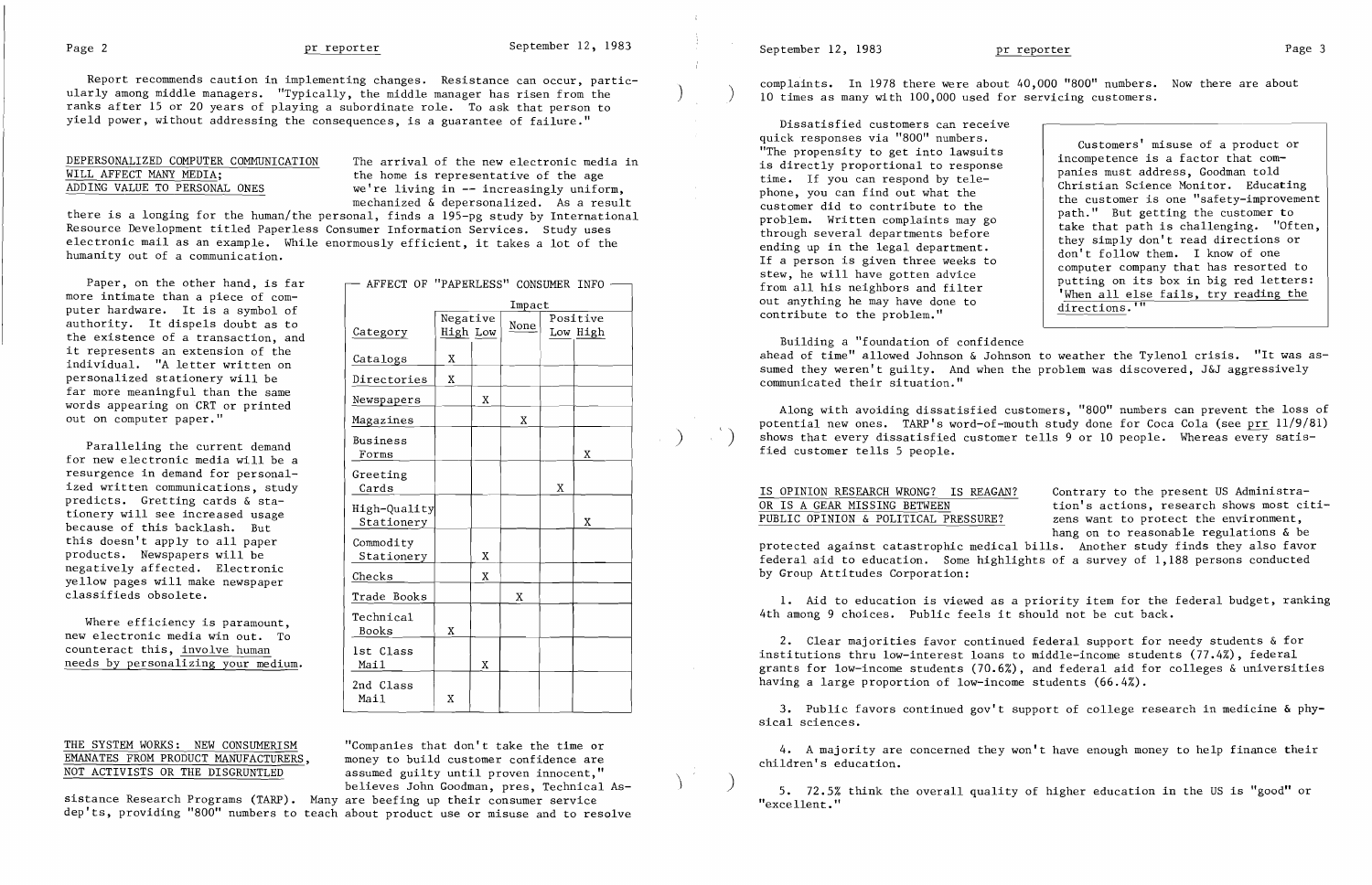Report recommends caution in implementing changes. Resistance can occur, particularly among middle managers. "Typically, the middle manager has risen from the ranks after 15 or 20 years of playing a subordinate role. To ask that person to yield power, without addressing the consequences, is a guarantee of failure."

## DEPERSONALIZED COMPUTER COMMUNICATION WILL AFFECT MANY MEDIA; ADDING VALUE TO PERSONAL ONES

The arrival of the new electronic media in the home is representative of the age we're living in -- increasingly uniform, mechanized & depersonalized. As a result there is a longing for the human/the personal, finds a 195-pg study by International Resource Development titled Paperless Consumer Information Services. Study uses electronic mail as an example. While enormously efficient, it takes a lot of the humanity out of a communication.

Paper, on the other hand, is far more intimate than a piece of computer hardware. It is a symbol of authority. It dispels doubt as to the existence of a transaction, and it represents an extension of the individual. "A letter written on personalized stationery will be far more meaningful than the same words appearing on CRT or printed out on computer paper."

Paralleling the current demand for new electronic media will be a resurgence in demand for personalized written communications, study predicts. Gretting cards & stationery will see increased usage because of this backlash. But this doesn't apply to all paper products. Newspapers will be negatively affected. Electronic yellow pages will make newspaper classifieds obsolete.

Where efficiency is paramount, new electronic media win out. To counteract this, involve human needs by personalizing your medium.

AFFECT OF "PAPERLESS" CONSUMER INFO

| | Impact | | | | |
|---|---|---|---|---|---|
| | Negative | | None | Positive | |
| Category | High | Low | | Low | High |
| Catalogs | X | | | | |
| Directories | X | | | | |
| Newspapers | | X | | | |
| Magazines | | | X | | |
| Business Forms | | | | | X |
| Greeting Cards | | | | X | |
| High-Quality Stationery | | | | | X |
| Commodity Stationery | | X | | | |
| Checks | | X | | | |
| Trade Books | | | X | | |
| Technical Books | X | | | | |
| 1st Class Mail | | X | | | |
| 2nd Class Mail | X | | | | |

## THE SYSTEM WORKS: NEW CONSUMERISM EMANATES FROM PRODUCT MANUFACTURERS, NOT ACTIVISTS OR THE DISGRUNTLED

"Companies that don't take the time or money to build customer confidence are assumed guilty until proven innocent," believes John Goodman, pres, Technical Assistance Research Programs (TARP). Many are beefing up their consumer service dep'ts, providing "800" numbers to teach about product use or misuse and to resolve complaints. In 1978 there were about 40,000 "800" numbers. Now there are about 10 times as many with 100,000 used for servicing customers.

Dissatisfied customers can receive quick responses via "800" numbers. "The propensity to get into lawsuits is directly proportional to response time. If you can respond by telephone, you can find out what the customer did to contribute to the problem. Written complaints may go through several departments before ending up in the legal department. If a person is given three weeks to stew, he will have gotten advice from all his neighbors and filter out anything he may have done to contribute to the problem."

> Customers' misuse of a product or incompetence is a factor that companies must address, Goodman told Christian Science Monitor. Educating the customer is one "safety-improvement path." But getting the customer to take that path is challenging. "Often, they simply don't read directions or don't follow them. I know of one computer company that has resorted to putting on its box in big red letters: 'When all else fails, try reading the directions.'"

Building a "foundation of confidence ahead of time" allowed Johnson & Johnson to weather the Tylenol crisis. "It was assumed they weren't guilty. And when the problem was discovered, J&J aggressively communicated their situation."

Along with avoiding dissatisfied customers, "800" numbers can prevent the loss of potential new ones. TARP's word-of-mouth study done for Coca Cola (see prr 11/9/81) shows that every dissatisfied customer tells 9 or 10 people. Whereas every satisfied customer tells 5 people.

## IS OPINION RESEARCH WRONG? IS REAGAN? OR IS A GEAR MISSING BETWEEN PUBLIC OPINION & POLITICAL PRESSURE?

Contrary to the present US Administration's actions, research shows most citizens want to protect the environment, hang on to reasonable regulations & be protected against catastrophic medical bills. Another study finds they also favor federal aid to education. Some highlights of a survey of 1,188 persons conducted by Group Attitudes Corporation:

1. Aid to education is viewed as a priority item for the federal budget, ranking 4th among 9 choices. Public feels it should not be cut back.

2. Clear majorities favor continued federal support for needy students & for institutions thru low-interest loans to middle-income students (77.4%), federal grants for low-income students (70.6%), and federal aid for colleges & universities having a large proportion of low-income students (66.4%).

3. Public favors continued gov't support of college research in medicine & physical sciences.

4. A majority are concerned they won't have enough money to help finance their children's education.

5. 72.5% think the overall quality of higher education in the US is "good" or "excellent."